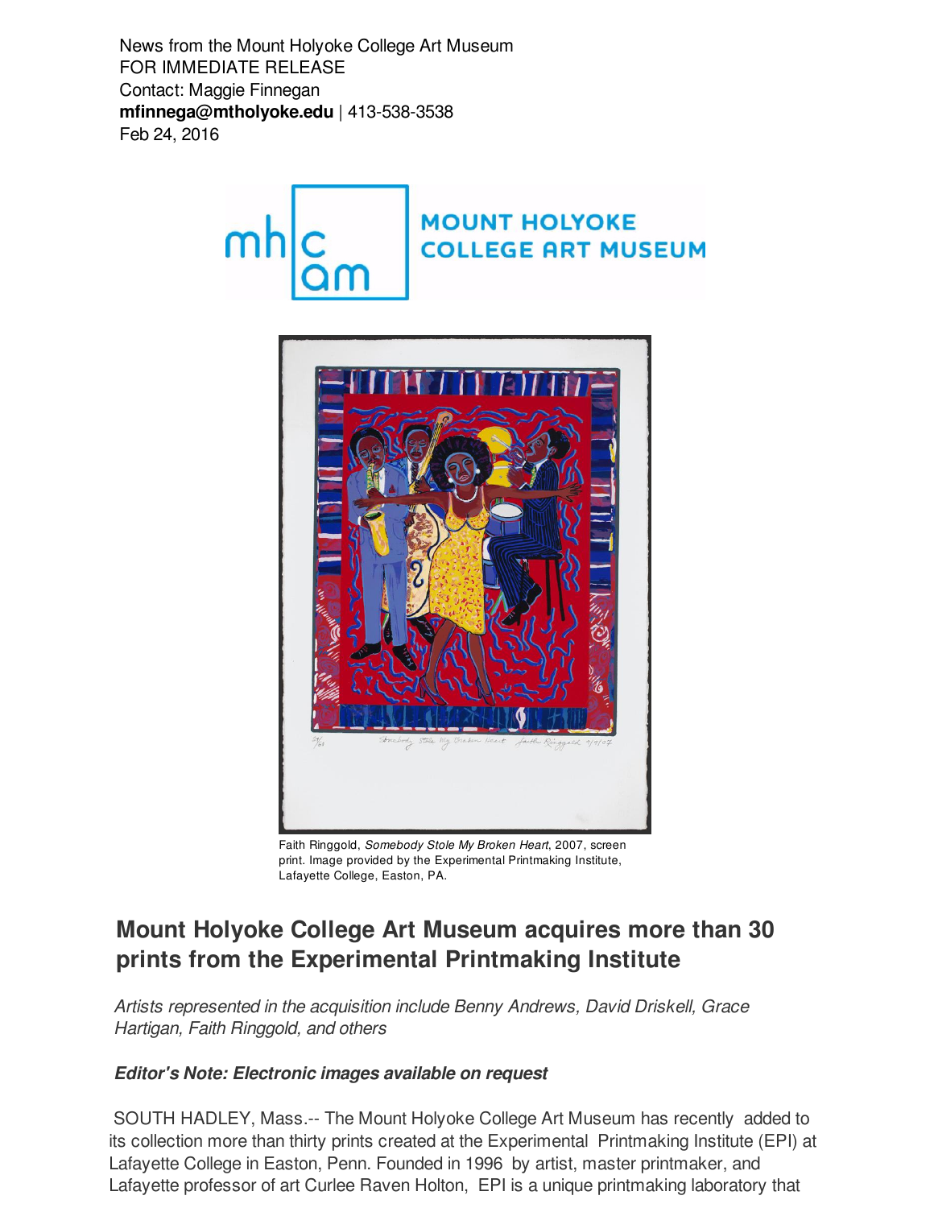News from the Mount Holyoke College Art Museum
FOR IMMEDIATE RELEASE
Contact: Maggie Finnegan
**mfinnega@mtholyoke.edu** | 413-538-3538
Feb 24, 2016

MOUNT HOLYOKE COLLEGE ART MUSEUM

Faith Ringgold, *Somebody Stole My Broken Heart*, 2007, screen print. Image provided by the Experimental Printmaking Institute, Lafayette College, Easton, PA.

## Mount Holyoke College Art Museum acquires more than 30 prints from the Experimental Printmaking Institute

*Artists represented in the acquisition include Benny Andrews, David Driskell, Grace Hartigan, Faith Ringgold, and others*

***Editor's Note: Electronic images available on request***

SOUTH HADLEY, Mass.-- The Mount Holyoke College Art Museum has recently added to its collection more than thirty prints created at the Experimental Printmaking Institute (EPI) at Lafayette College in Easton, Penn. Founded in 1996 by artist, master printmaker, and Lafayette professor of art Curlee Raven Holton, EPI is a unique printmaking laboratory that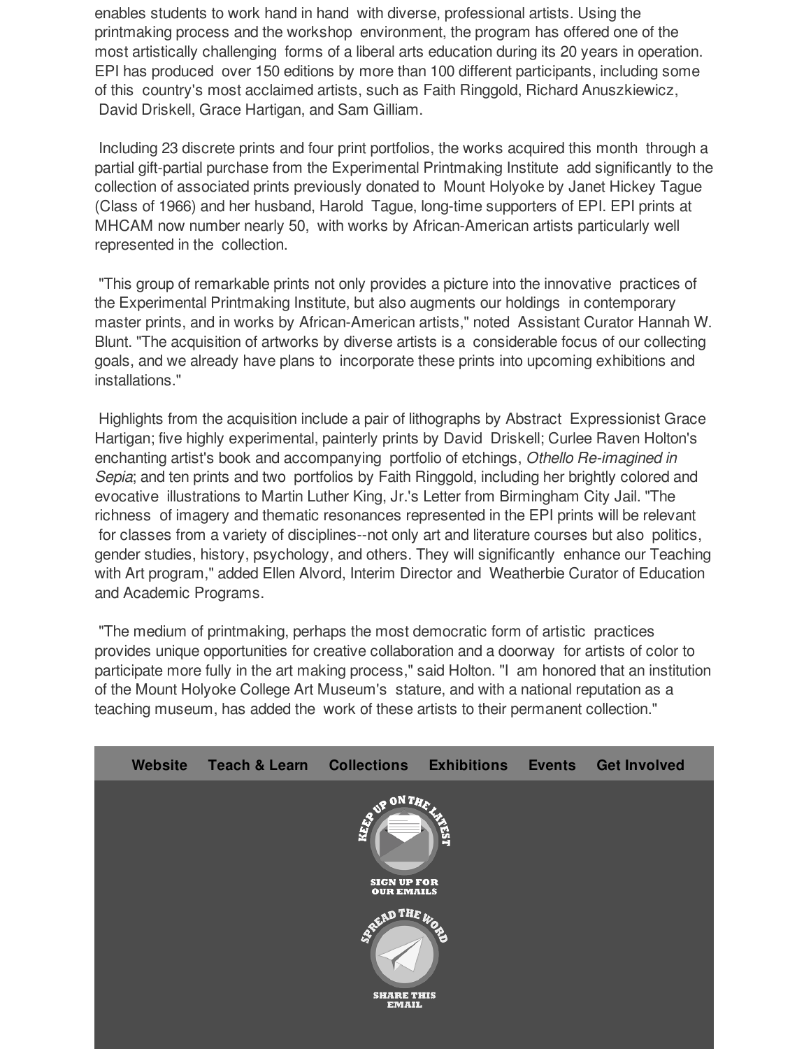enables students to work hand in hand with diverse, professional artists. Using the printmaking process and the workshop environment, the program has offered one of the most artistically challenging forms of a liberal arts education during its 20 years in operation. EPI has produced over 150 editions by more than 100 different participants, including some of this country's most acclaimed artists, such as Faith Ringgold, Richard Anuszkiewicz, David Driskell, Grace Hartigan, and Sam Gilliam.

Including 23 discrete prints and four print portfolios, the works acquired this month through a partial gift-partial purchase from the Experimental Printmaking Institute add significantly to the collection of associated prints previously donated to Mount Holyoke by Janet Hickey Tague (Class of 1966) and her husband, Harold Tague, long-time supporters of EPI. EPI prints at MHCAM now number nearly 50, with works by African-American artists particularly well represented in the collection.

"This group of remarkable prints not only provides a picture into the innovative practices of the Experimental Printmaking Institute, but also augments our holdings in contemporary master prints, and in works by African-American artists," noted Assistant Curator Hannah W. Blunt. "The acquisition of artworks by diverse artists is a considerable focus of our collecting goals, and we already have plans to incorporate these prints into upcoming exhibitions and installations."

Highlights from the acquisition include a pair of lithographs by Abstract Expressionist Grace Hartigan; five highly experimental, painterly prints by David Driskell; Curlee Raven Holton's enchanting artist's book and accompanying portfolio of etchings, *Othello Re-imagined in Sepia*; and ten prints and two portfolios by Faith Ringgold, including her brightly colored and evocative illustrations to Martin Luther King, Jr.'s Letter from Birmingham City Jail. "The richness of imagery and thematic resonances represented in the EPI prints will be relevant for classes from a variety of disciplines--not only art and literature courses but also politics, gender studies, history, psychology, and others. They will significantly enhance our Teaching with Art program," added Ellen Alvord, Interim Director and Weatherbie Curator of Education and Academic Programs.

"The medium of printmaking, perhaps the most democratic form of artistic practices provides unique opportunities for creative collaboration and a doorway for artists of color to participate more fully in the art making process," said Holton. "I am honored that an institution of the Mount Holyoke College Art Museum's stature, and with a national reputation as a teaching museum, has added the work of these artists to their permanent collection."

**Website** **Teach & Learn** **Collections** **Exhibitions** **Events** **Get Involved**

KEEP UP ON THE LATEST

SIGN UP FOR OUR EMAILS

SPREAD THE WORD

SHARE THIS EMAIL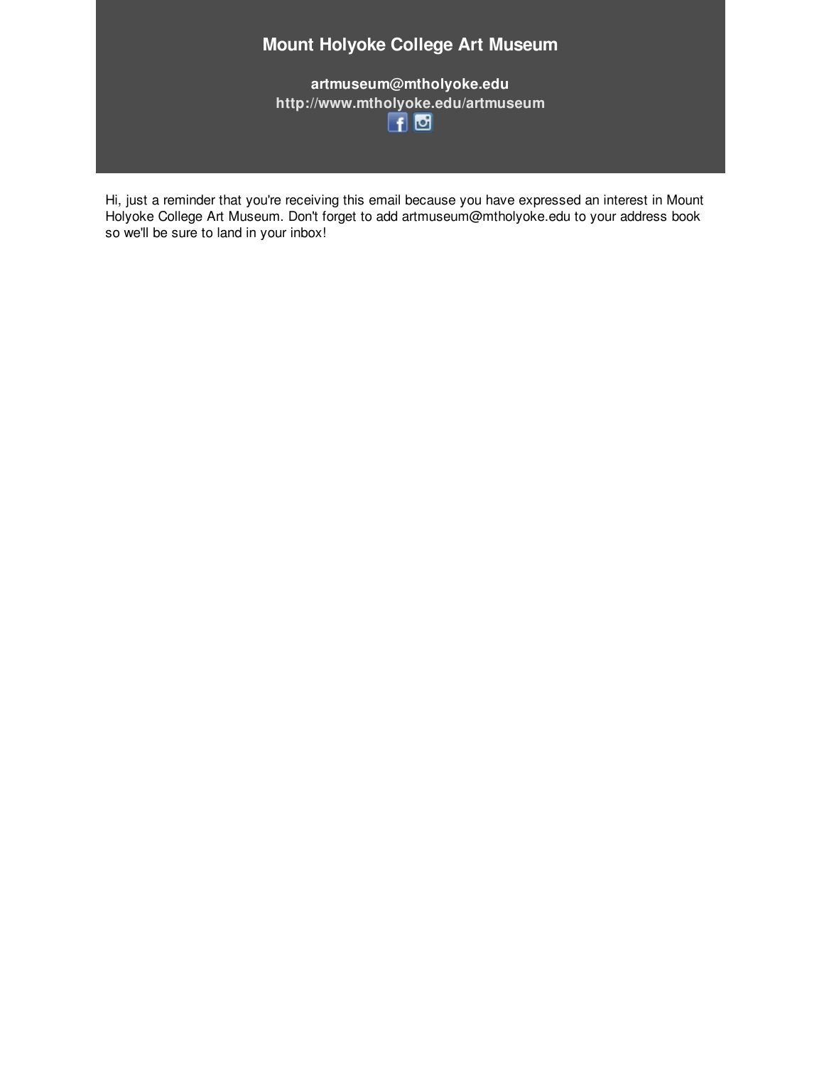## Mount Holyoke College Art Museum

**artmuseum@mtholyoke.edu**
**http://www.mtholyoke.edu/artmuseum**

Hi, just a reminder that you're receiving this email because you have expressed an interest in Mount Holyoke College Art Museum. Don't forget to add artmuseum@mtholyoke.edu to your address book so we'll be sure to land in your inbox!